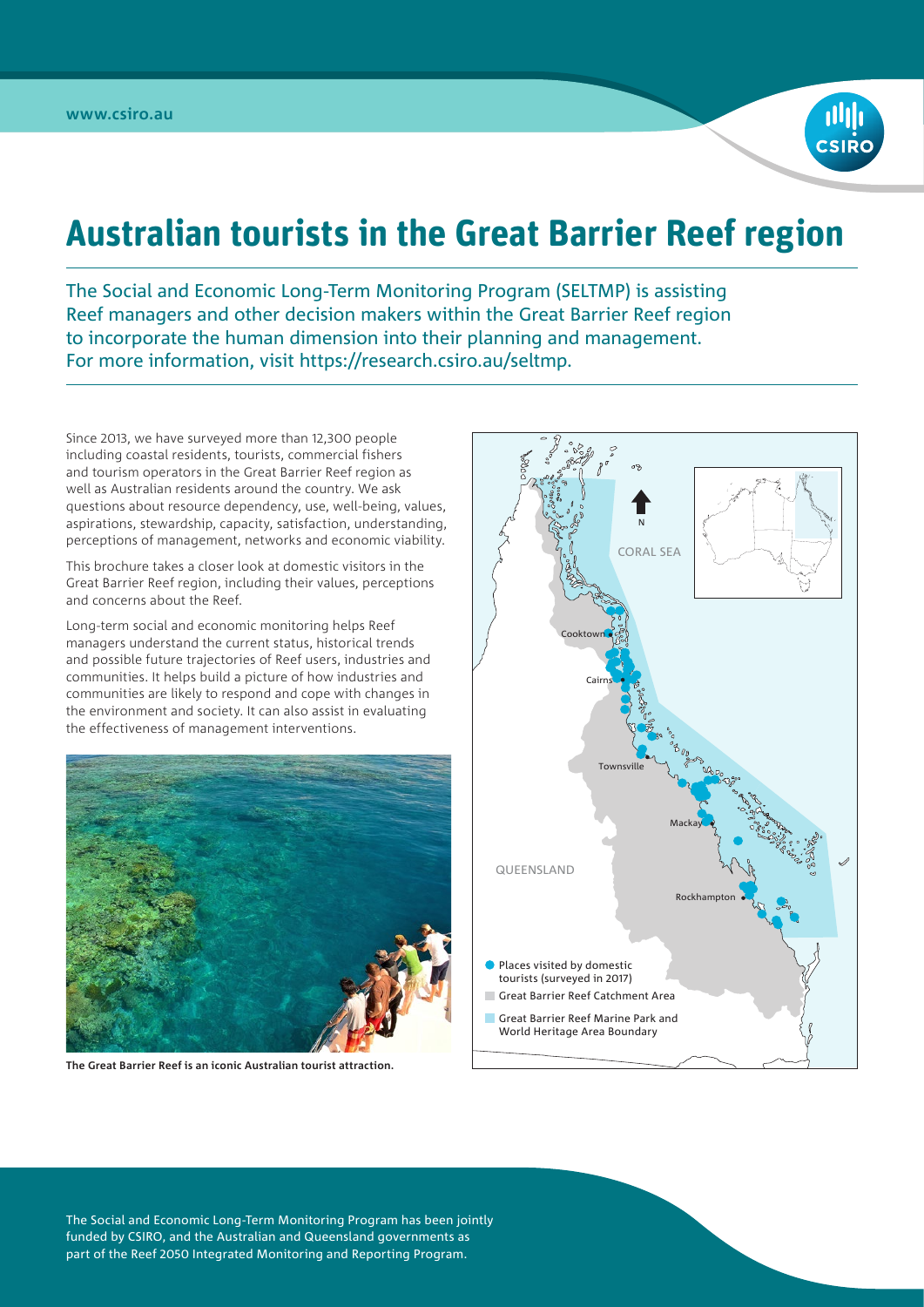www.csiro.au

# Australian tourists in the Great Barrier Reef region

The Social and Economic Long-Term Monitoring Program (SELTMP) is assisting Reef managers and other decision makers within the Great Barrier Reef region to incorporate the human dimension into their planning and management. For more information, visit https://research.csiro.au/seltmp.

Since 2013, we have surveyed more than 12,300 people including coastal residents, tourists, commercial fishers and tourism operators in the Great Barrier Reef region as well as Australian residents around the country. We ask questions about resource dependency, use, well-being, values, aspirations, stewardship, capacity, satisfaction, understanding, perceptions of management, networks and economic viability.

This brochure takes a closer look at domestic visitors in the Great Barrier Reef region, including their values, perceptions and concerns about the Reef.

Long-term social and economic monitoring helps Reef managers understand the current status, historical trends and possible future trajectories of Reef users, industries and communities. It helps build a picture of how industries and communities are likely to respond and cope with changes in the environment and society. It can also assist in evaluating the effectiveness of management interventions.

**The Great Barrier Reef is an iconic Australian tourist attraction.**

- Places visited by domestic tourists (surveyed in 2017)
- Great Barrier Reef Catchment Area
- Great Barrier Reef Marine Park and World Heritage Area Boundary

The Social and Economic Long-Term Monitoring Program has been jointly funded by CSIRO, and the Australian and Queensland governments as part of the Reef 2050 Integrated Monitoring and Reporting Program.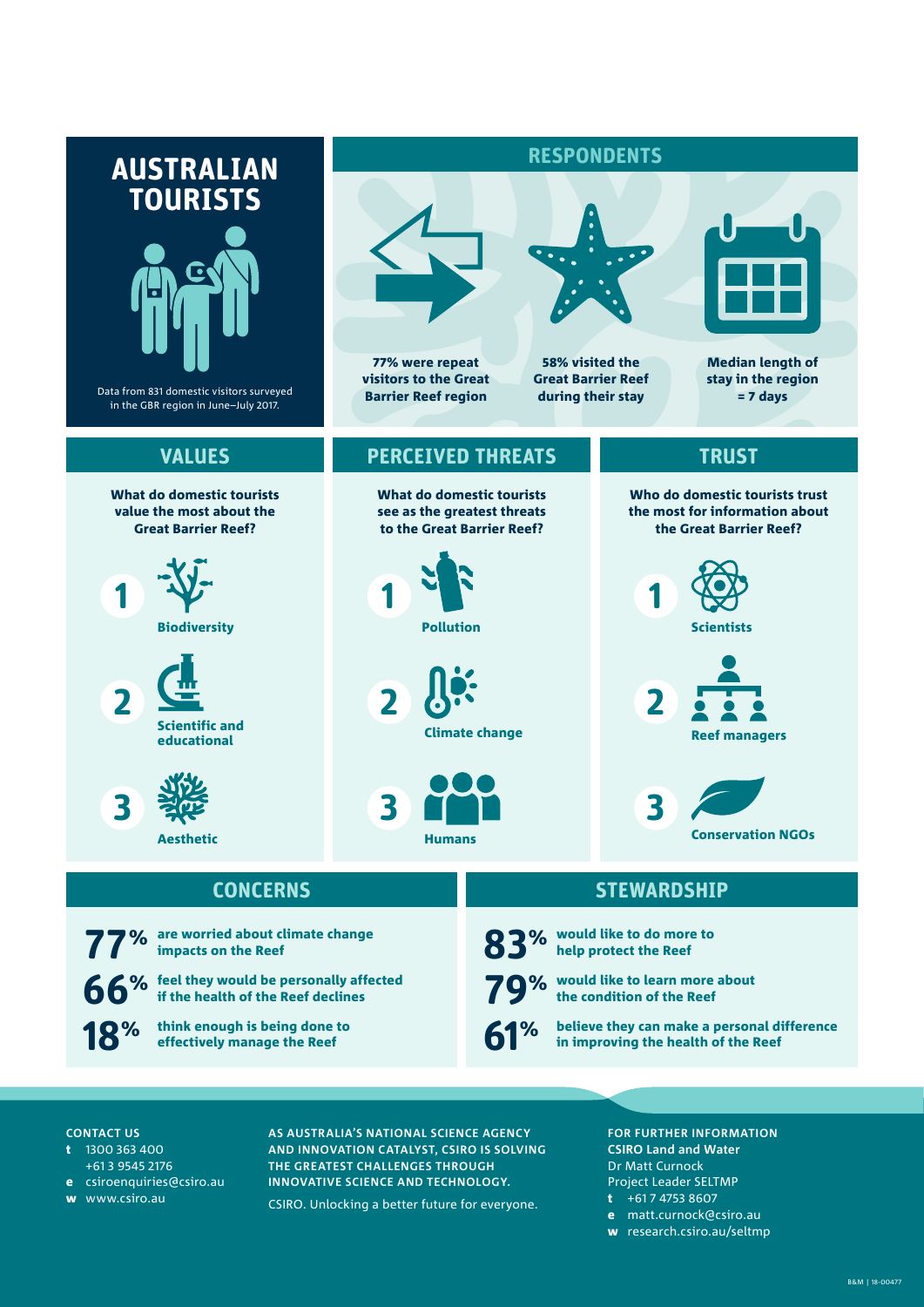# AUSTRALIAN TOURISTS

Data from 831 domestic visitors surveyed in the GBR region in June–July 2017.

## RESPONDENTS

**77% were repeat visitors to the Great Barrier Reef region**

**58% visited the Great Barrier Reef during their stay**

**Median length of stay in the region = 7 days**

## VALUES

**What do domestic tourists value the most about the Great Barrier Reef?**

1. **Biodiversity**
2. **Scientific and educational**
3. **Aesthetic**

## PERCEIVED THREATS

**What do domestic tourists see as the greatest threats to the Great Barrier Reef?**

1. **Pollution**
2. **Climate change**
3. **Humans**

## TRUST

**Who do domestic tourists trust the most for information about the Great Barrier Reef?**

1. **Scientists**
2. **Reef managers**
3. **Conservation NGOs**

## CONCERNS

**77%** **are worried about climate change impacts on the Reef**

**66%** **feel they would be personally affected if the health of the Reef declines**

**18%** **think enough is being done to effectively manage the Reef**

## STEWARDSHIP

**83%** **would like to do more to help protect the Reef**

**79%** **would like to learn more about the condition of the Reef**

**61%** **believe they can make a personal difference in improving the health of the Reef**

---

**CONTACT US**

**t** 1300 363 400
+61 3 9545 2176

**e** csiroenquiries@csiro.au

**w** www.csiro.au

**AS AUSTRALIA'S NATIONAL SCIENCE AGENCY AND INNOVATION CATALYST, CSIRO IS SOLVING THE GREATEST CHALLENGES THROUGH INNOVATIVE SCIENCE AND TECHNOLOGY.**

CSIRO. Unlocking a better future for everyone.

**FOR FURTHER INFORMATION**

**CSIRO Land and Water**

Dr Matt Curnock
Project Leader SELTMP

**t** +61 7 4753 8607

**e** matt.curnock@csiro.au

**w** research.csiro.au/seltmp

B&M | 18-00477